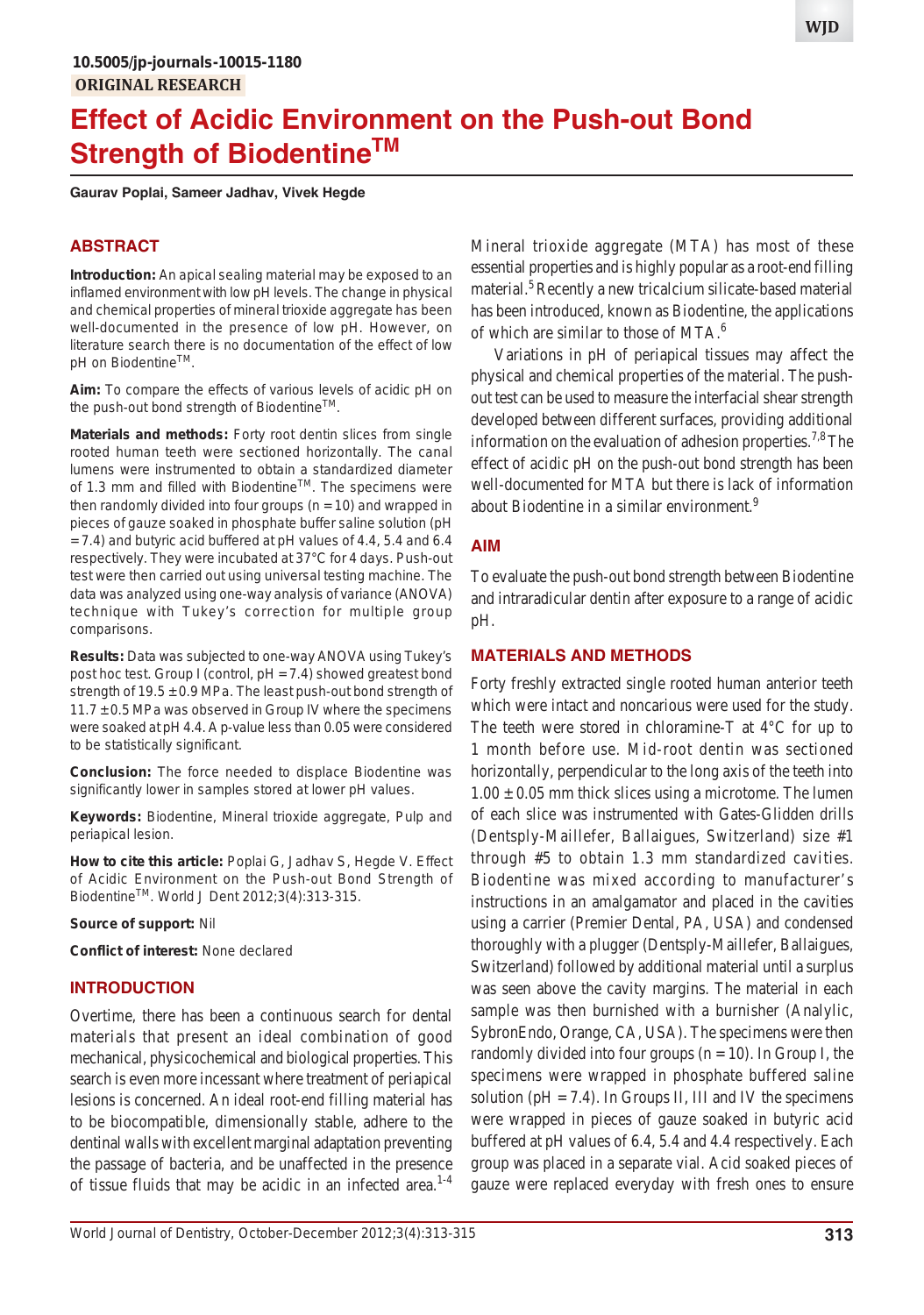10.5005/jp-journals-10015-1180

ORIGINAL RESEARCH

# Effect of Acidic Environment on the Push-out Bond Strength of Biodentine™

**Gaurav Poplai, Sameer Jadhav, Vivek Hegde**

## ABSTRACT

**Introduction:** An apical sealing material may be exposed to an inflamed environment with low pH levels. The change in physical and chemical properties of mineral trioxide aggregate has been well-documented in the presence of low pH. However, on literature search there is no documentation of the effect of low pH on Biodentine™.

**Aim:** To compare the effects of various levels of acidic pH on the push-out bond strength of Biodentine™.

**Materials and methods:** Forty root dentin slices from single rooted human teeth were sectioned horizontally. The canal lumens were instrumented to obtain a standardized diameter of 1.3 mm and filled with Biodentine™. The specimens were then randomly divided into four groups (n = 10) and wrapped in pieces of gauze soaked in phosphate buffer saline solution (pH = 7.4) and butyric acid buffered at pH values of 4.4, 5.4 and 6.4 respectively. They were incubated at 37°C for 4 days. Push-out test were then carried out using universal testing machine. The data was analyzed using one-way analysis of variance (ANOVA) technique with Tukey's correction for multiple group comparisons.

**Results:** Data was subjected to one-way ANOVA using Tukey's post hoc test. Group I (control, pH = 7.4) showed greatest bond strength of 19.5 ± 0.9 MPa. The least push-out bond strength of 11.7 ± 0.5 MPa was observed in Group IV where the specimens were soaked at pH 4.4. A p-value less than 0.05 were considered to be statistically significant.

**Conclusion:** The force needed to displace Biodentine was significantly lower in samples stored at lower pH values.

**Keywords:** Biodentine, Mineral trioxide aggregate, Pulp and periapical lesion.

**How to cite this article:** Poplai G, Jadhav S, Hegde V. Effect of Acidic Environment on the Push-out Bond Strength of Biodentine™. World J Dent 2012;3(4):313-315.

**Source of support:** Nil

**Conflict of interest:** None declared

## INTRODUCTION

Overtime, there has been a continuous search for dental materials that present an ideal combination of good mechanical, physicochemical and biological properties. This search is even more incessant where treatment of periapical lesions is concerned. An ideal root-end filling material has to be biocompatible, dimensionally stable, adhere to the dentinal walls with excellent marginal adaptation preventing the passage of bacteria, and be unaffected in the presence of tissue fluids that may be acidic in an infected area.[1-4]

Mineral trioxide aggregate (MTA) has most of these essential properties and is highly popular as a root-end filling material.[5] Recently a new tricalcium silicate-based material has been introduced, known as Biodentine, the applications of which are similar to those of MTA.[6]

Variations in pH of periapical tissues may affect the physical and chemical properties of the material. The push-out test can be used to measure the interfacial shear strength developed between different surfaces, providing additional information on the evaluation of adhesion properties.[7,8] The effect of acidic pH on the push-out bond strength has been well-documented for MTA but there is lack of information about Biodentine in a similar environment.[9]

## AIM

To evaluate the push-out bond strength between Biodentine and intraradicular dentin after exposure to a range of acidic pH.

## MATERIALS AND METHODS

Forty freshly extracted single rooted human anterior teeth which were intact and noncarious were used for the study. The teeth were stored in chloramine-T at 4°C for up to 1 month before use. Mid-root dentin was sectioned horizontally, perpendicular to the long axis of the teeth into 1.00 ± 0.05 mm thick slices using a microtome. The lumen of each slice was instrumented with Gates-Glidden drills (Dentsply-Maillefer, Ballaigues, Switzerland) size #1 through #5 to obtain 1.3 mm standardized cavities. Biodentine was mixed according to manufacturer's instructions in an amalgamator and placed in the cavities using a carrier (Premier Dental, PA, USA) and condensed thoroughly with a plugger (Dentsply-Maillefer, Ballaigues, Switzerland) followed by additional material until a surplus was seen above the cavity margins. The material in each sample was then burnished with a burnisher (Analytic, SybronEndo, Orange, CA, USA). The specimens were then randomly divided into four groups (n = 10). In Group I, the specimens were wrapped in phosphate buffered saline solution (pH = 7.4). In Groups II, III and IV the specimens were wrapped in pieces of gauze soaked in butyric acid buffered at pH values of 6.4, 5.4 and 4.4 respectively. Each group was placed in a separate vial. Acid soaked pieces of gauze were replaced everyday with fresh ones to ensure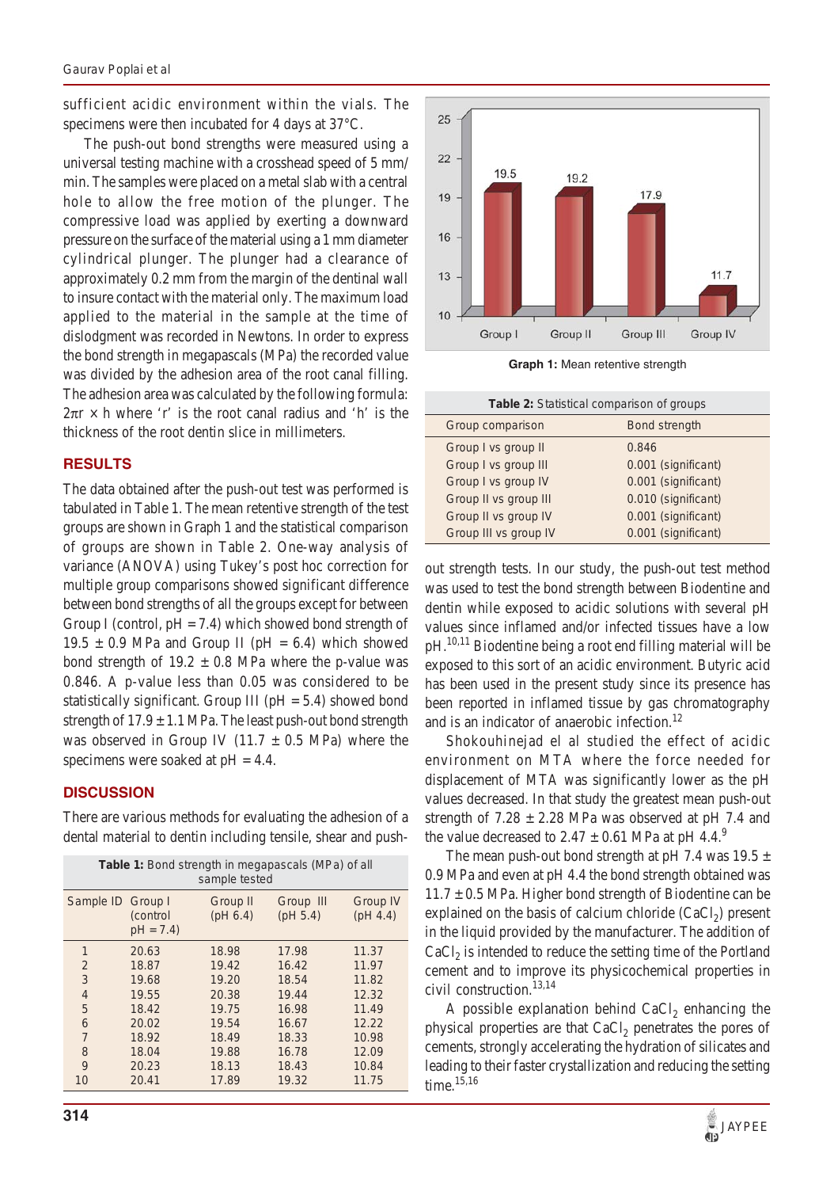sufficient acidic environment within the vials. The specimens were then incubated for 4 days at 37°C.

The push-out bond strengths were measured using a universal testing machine with a crosshead speed of 5 mm/min. The samples were placed on a metal slab with a central hole to allow the free motion of the plunger. The compressive load was applied by exerting a downward pressure on the surface of the material using a 1 mm diameter cylindrical plunger. The plunger had a clearance of approximately 0.2 mm from the margin of the dentinal wall to insure contact with the material only. The maximum load applied to the material in the sample at the time of dislodgment was recorded in Newtons. In order to express the bond strength in megapascals (MPa) the recorded value was divided by the adhesion area of the root canal filling. The adhesion area was calculated by the following formula: $2\pi r \times h$ where 'r' is the root canal radius and 'h' is the thickness of the root dentin slice in millimeters.

## RESULTS

The data obtained after the push-out test was performed is tabulated in Table 1. The mean retentive strength of the test groups are shown in Graph 1 and the statistical comparison of groups are shown in Table 2. One-way analysis of variance (ANOVA) using Tukey's post hoc correction for multiple group comparisons showed significant difference between bond strengths of all the groups except for between Group I (control, pH = 7.4) which showed bond strength of 19.5 ± 0.9 MPa and Group II (pH = 6.4) which showed bond strength of 19.2 ± 0.8 MPa where the p-value was 0.846. A p-value less than 0.05 was considered to be statistically significant. Group III (pH = 5.4) showed bond strength of 17.9 ± 1.1 MPa. The least push-out bond strength was observed in Group IV (11.7 ± 0.5 MPa) where the specimens were soaked at pH = 4.4.

## DISCUSSION

There are various methods for evaluating the adhesion of a dental material to dentin including tensile, shear and push-out strength tests. In our study, the push-out test method was used to test the bond strength between Biodentine and dentin while exposed to acidic solutions with several pH values since inflamed and/or infected tissues have a low pH.[10,11] Biodentine being a root end filling material will be exposed to this sort of an acidic environment. Butyric acid has been used in the present study since its presence has been reported in inflamed tissue by gas chromatography and is an indicator of anaerobic infection.[12]

**Table 1:** Bond strength in megapascals (MPa) of all sample tested

| Sample ID | Group I (control pH = 7.4) | Group II (pH 6.4) | Group III (pH 5.4) | Group IV (pH 4.4) |
|---|---|---|---|---|
| 1 | 20.63 | 18.98 | 17.98 | 11.37 |
| 2 | 18.87 | 19.42 | 16.42 | 11.97 |
| 3 | 19.68 | 19.20 | 18.54 | 11.82 |
| 4 | 19.55 | 20.38 | 19.44 | 12.32 |
| 5 | 18.42 | 19.75 | 16.98 | 11.49 |
| 6 | 20.02 | 19.54 | 16.67 | 12.22 |
| 7 | 18.92 | 18.49 | 18.33 | 10.98 |
| 8 | 18.04 | 19.88 | 16.78 | 12.09 |
| 9 | 20.23 | 18.13 | 18.43 | 10.84 |
| 10 | 20.41 | 17.89 | 19.32 | 11.75 |

| | Group I | Group II | Group III | Group IV |
|---|---|---|---|---|
| Mean retentive strength | 19.5 | 19.2 | 17.9 | 11.7 |

**Graph 1:** Mean retentive strength

**Table 2:** Statistical comparison of groups

| Group comparison | Bond strength |
|---|---|
| Group I vs group II | 0.846 |
| Group I vs group III | 0.001 (significant) |
| Group I vs group IV | 0.001 (significant) |
| Group II vs group III | 0.010 (significant) |
| Group II vs group IV | 0.001 (significant) |
| Group III vs group IV | 0.001 (significant) |

Shokouhinejad el al studied the effect of acidic environment on MTA where the force needed for displacement of MTA was significantly lower as the pH values decreased. In that study the greatest mean push-out strength of 7.28 ± 2.28 MPa was observed at pH 7.4 and the value decreased to 2.47 ± 0.61 MPa at pH 4.4.[9]

The mean push-out bond strength at pH 7.4 was 19.5 ± 0.9 MPa and even at pH 4.4 the bond strength obtained was 11.7 ± 0.5 MPa. Higher bond strength of Biodentine can be explained on the basis of calcium chloride ($CaCl_2$) present in the liquid provided by the manufacturer. The addition of $CaCl_2$ is intended to reduce the setting time of the Portland cement and to improve its physicochemical properties in civil construction.[13,14]

A possible explanation behind $CaCl_2$ enhancing the physical properties are that $CaCl_2$ penetrates the pores of cements, strongly accelerating the hydration of silicates and leading to their faster crystallization and reducing the setting time.[15,16]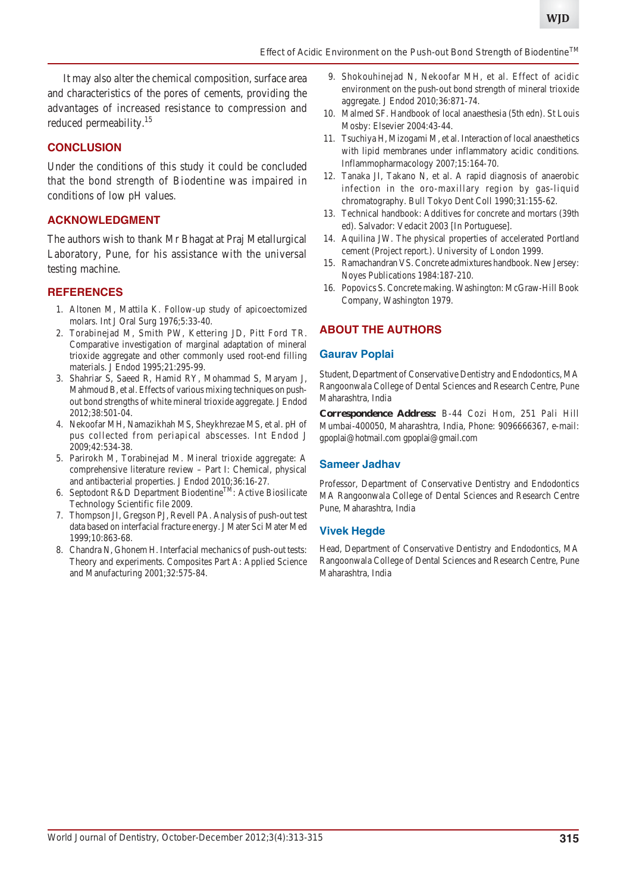It may also alter the chemical composition, surface area and characteristics of the pores of cements, providing the advantages of increased resistance to compression and reduced permeability.[15]

## CONCLUSION

Under the conditions of this study it could be concluded that the bond strength of Biodentine was impaired in conditions of low pH values.

## ACKNOWLEDGMENT

The authors wish to thank Mr Bhagat at Praj Metallurgical Laboratory, Pune, for his assistance with the universal testing machine.

## REFERENCES

1. Altonen M, Mattila K. Follow-up study of apicoectomized molars. Int J Oral Surg 1976;5:33-40.
2. Torabinejad M, Smith PW, Kettering JD, Pitt Ford TR. Comparative investigation of marginal adaptation of mineral trioxide aggregate and other commonly used root-end filling materials. J Endod 1995;21:295-99.
3. Shahriar S, Saeed R, Hamid RY, Mohammad S, Maryam J, Mahmoud B, et al. Effects of various mixing techniques on push-out bond strengths of white mineral trioxide aggregate. J Endod 2012;38:501-04.
4. Nekoofar MH, Namazikhah MS, Sheykhrezae MS, et al. pH of pus collected from periapical abscesses. Int Endod J 2009;42:534-38.
5. Parirokh M, Torabinejad M. Mineral trioxide aggregate: A comprehensive literature review – Part I: Chemical, physical and antibacterial properties. J Endod 2010;36:16-27.
6. Septodont R&D Department Biodentine™: Active Biosilicate Technology Scientific file 2009.
7. Thompson JI, Gregson PJ, Revell PA. Analysis of push-out test data based on interfacial fracture energy. J Mater Sci Mater Med 1999;10:863-68.
8. Chandra N, Ghonem H. Interfacial mechanics of push-out tests: Theory and experiments. Composites Part A: Applied Science and Manufacturing 2001;32:575-84.
9. Shokouhinejad N, Nekoofar MH, et al. Effect of acidic environment on the push-out bond strength of mineral trioxide aggregate. J Endod 2010;36:871-74.
10. Malmed SF. Handbook of local anaesthesia (5th edn). St Louis Mosby: Elsevier 2004:43-44.
11. Tsuchiya H, Mizogami M, et al. Interaction of local anaesthetics with lipid membranes under inflammatory acidic conditions. Inflammopharmacology 2007;15:164-70.
12. Tanaka JI, Takano N, et al. A rapid diagnosis of anaerobic infection in the oro-maxillary region by gas-liquid chromatography. Bull Tokyo Dent Coll 1990;31:155-62.
13. Technical handbook: Additives for concrete and mortars (39th ed). Salvador: Vedacit 2003 [In Portuguese].
14. Aquilina JW. The physical properties of accelerated Portland cement (Project report.). University of London 1999.
15. Ramachandran VS. Concrete admixtures handbook. New Jersey: Noyes Publications 1984:187-210.
16. Popovics S. Concrete making. Washington: McGraw-Hill Book Company, Washington 1979.

## ABOUT THE AUTHORS

### Gaurav Poplai

Student, Department of Conservative Dentistry and Endodontics, MA Rangoonwala College of Dental Sciences and Research Centre, Pune Maharashtra, India

**Correspondence Address:** B-44 Cozi Hom, 251 Pali Hill Mumbai-400050, Maharashtra, India, Phone: 9096666367, e-mail: gpoplai@hotmail.com gpoplai@gmail.com

### Sameer Jadhav

Professor, Department of Conservative Dentistry and Endodontics MA Rangoonwala College of Dental Sciences and Research Centre Pune, Maharashtra, India

### Vivek Hegde

Head, Department of Conservative Dentistry and Endodontics, MA Rangoonwala College of Dental Sciences and Research Centre, Pune Maharashtra, India